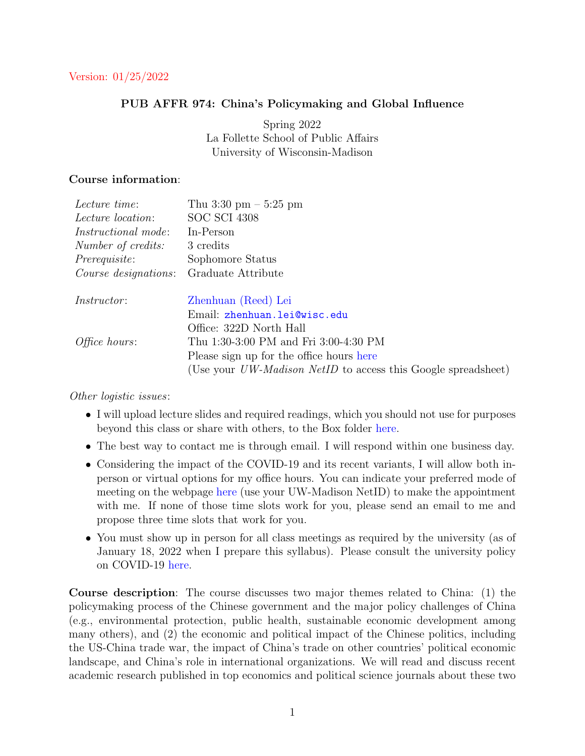Version: 01/25/2022

# PUB AFFR 974: China's Policymaking and Global Influence

Spring 2022
La Follette School of Public Affairs
University of Wisconsin-Madison

**Course information**:

| | |
|---|---|
| *Lecture time*: | Thu 3:30 pm – 5:25 pm |
| *Lecture location*: | SOC SCI 4308 |
| *Instructional mode*: | In-Person |
| *Number of credits:* | 3 credits |
| *Prerequisite*: | Sophomore Status |
| *Course designations*: | Graduate Attribute |
| | |
| *Instructor*: | Zhenhuan (Reed) Lei |
| | Email: `zhenhuan.lei@wisc.edu` |
| | Office: 322D North Hall |
| *Office hours*: | Thu 1:30-3:00 PM and Fri 3:00-4:30 PM |
| | Please sign up for the office hours here |
| | (Use your *UW-Madison NetID* to access this Google spreadsheet) |

*Other logistic issues*:

- I will upload lecture slides and required readings, which you should not use for purposes beyond this class or share with others, to the Box folder here.
- The best way to contact me is through email. I will respond within one business day.
- Considering the impact of the COVID-19 and its recent variants, I will allow both in-person or virtual options for my office hours. You can indicate your preferred mode of meeting on the webpage here (use your UW-Madison NetID) to make the appointment with me. If none of those time slots work for you, please send an email to me and propose three time slots that work for you.
- You must show up in person for all class meetings as required by the university (as of January 18, 2022 when I prepare this syllabus). Please consult the university policy on COVID-19 here.

**Course description**: The course discusses two major themes related to China: (1) the policymaking process of the Chinese government and the major policy challenges of China (e.g., environmental protection, public health, sustainable economic development among many others), and (2) the economic and political impact of the Chinese politics, including the US-China trade war, the impact of China's trade on other countries' political economic landscape, and China's role in international organizations. We will read and discuss recent academic research published in top economics and political science journals about these two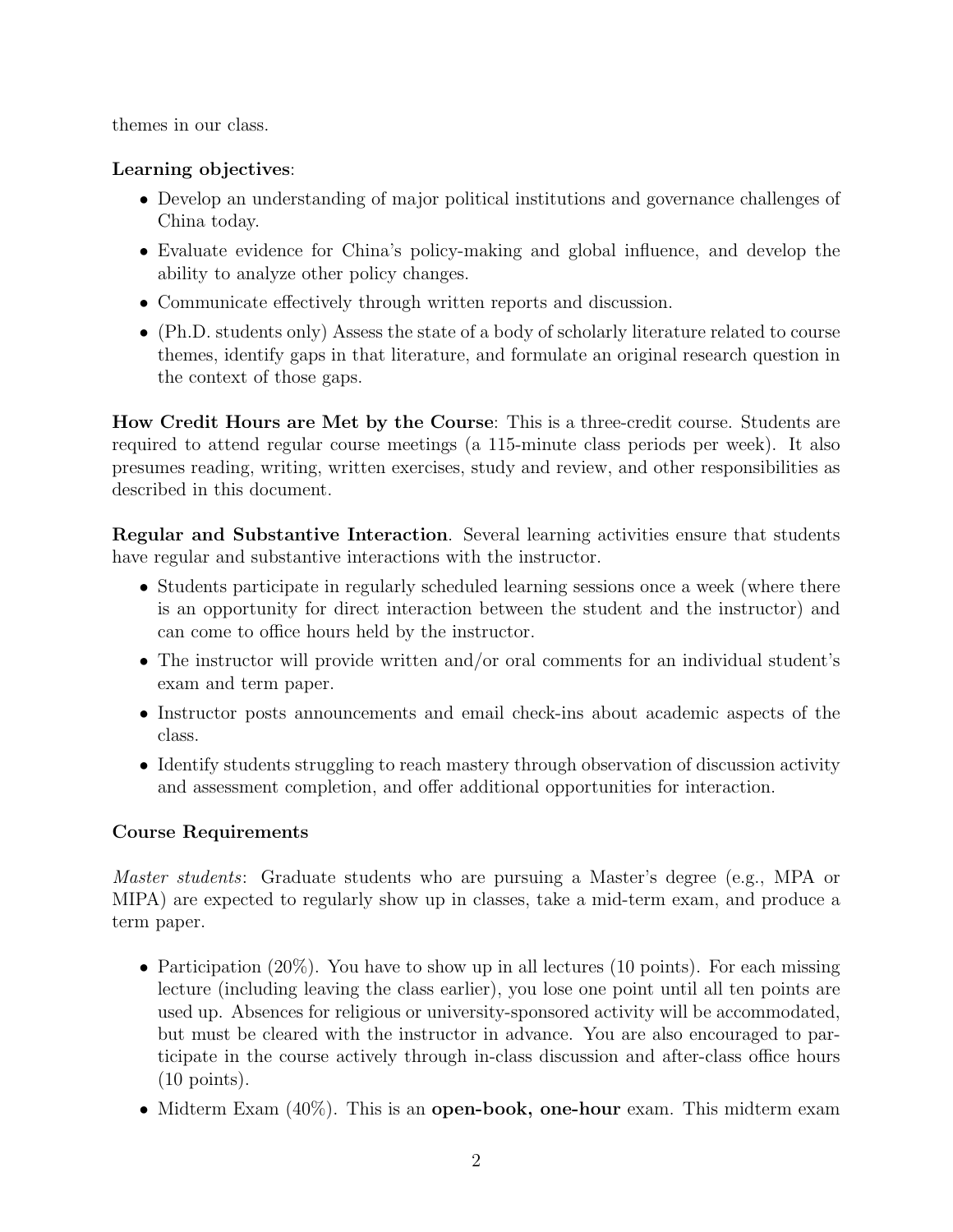themes in our class.

**Learning objectives**:

- Develop an understanding of major political institutions and governance challenges of China today.
- Evaluate evidence for China's policy-making and global influence, and develop the ability to analyze other policy changes.
- Communicate effectively through written reports and discussion.
- (Ph.D. students only) Assess the state of a body of scholarly literature related to course themes, identify gaps in that literature, and formulate an original research question in the context of those gaps.

**How Credit Hours are Met by the Course**: This is a three-credit course. Students are required to attend regular course meetings (a 115-minute class periods per week). It also presumes reading, writing, written exercises, study and review, and other responsibilities as described in this document.

**Regular and Substantive Interaction**. Several learning activities ensure that students have regular and substantive interactions with the instructor.

- Students participate in regularly scheduled learning sessions once a week (where there is an opportunity for direct interaction between the student and the instructor) and can come to office hours held by the instructor.
- The instructor will provide written and/or oral comments for an individual student's exam and term paper.
- Instructor posts announcements and email check-ins about academic aspects of the class.
- Identify students struggling to reach mastery through observation of discussion activity and assessment completion, and offer additional opportunities for interaction.

**Course Requirements**

*Master students*: Graduate students who are pursuing a Master's degree (e.g., MPA or MIPA) are expected to regularly show up in classes, take a mid-term exam, and produce a term paper.

- Participation (20%). You have to show up in all lectures (10 points). For each missing lecture (including leaving the class earlier), you lose one point until all ten points are used up. Absences for religious or university-sponsored activity will be accommodated, but must be cleared with the instructor in advance. You are also encouraged to participate in the course actively through in-class discussion and after-class office hours (10 points).
- Midterm Exam (40%). This is an **open-book, one-hour** exam. This midterm exam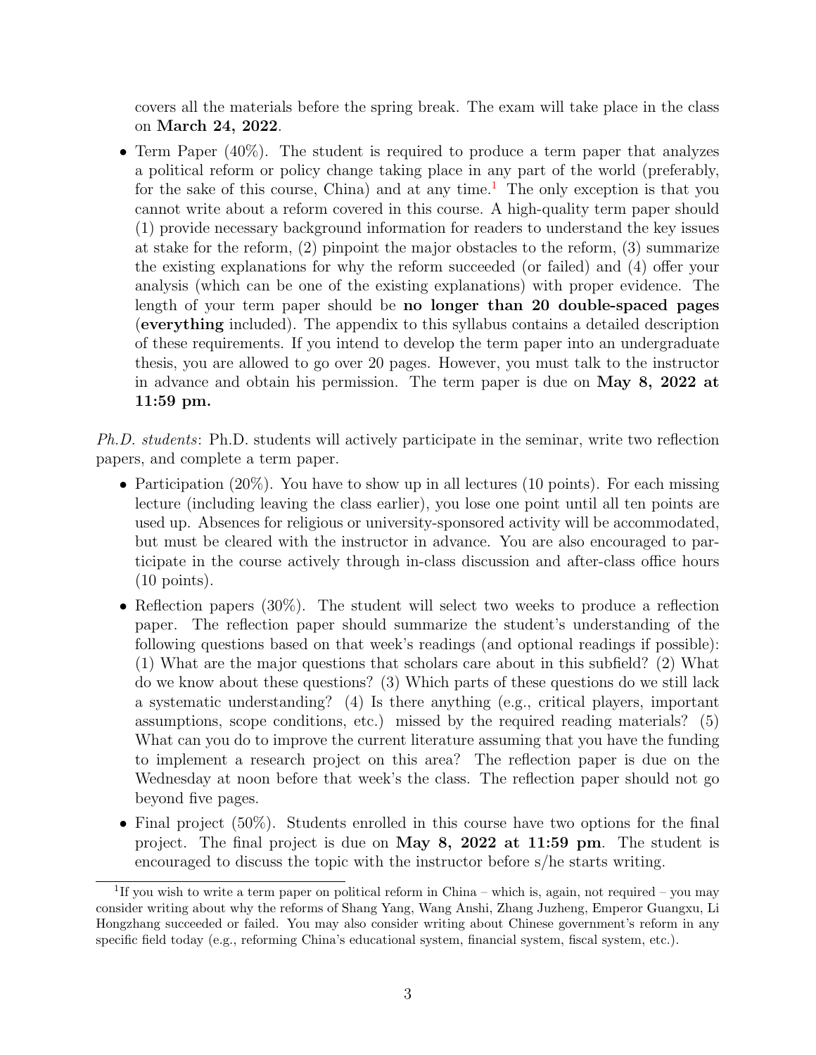covers all the materials before the spring break. The exam will take place in the class on **March 24, 2022**.

- Term Paper (40%). The student is required to produce a term paper that analyzes a political reform or policy change taking place in any part of the world (preferably, for the sake of this course, China) and at any time.[1] The only exception is that you cannot write about a reform covered in this course. A high-quality term paper should (1) provide necessary background information for readers to understand the key issues at stake for the reform, (2) pinpoint the major obstacles to the reform, (3) summarize the existing explanations for why the reform succeeded (or failed) and (4) offer your analysis (which can be one of the existing explanations) with proper evidence. The length of your term paper should be **no longer than 20 double-spaced pages** (**everything** included). The appendix to this syllabus contains a detailed description of these requirements. If you intend to develop the term paper into an undergraduate thesis, you are allowed to go over 20 pages. However, you must talk to the instructor in advance and obtain his permission. The term paper is due on **May 8, 2022 at 11:59 pm.**

*Ph.D. students*: Ph.D. students will actively participate in the seminar, write two reflection papers, and complete a term paper.

- Participation (20%). You have to show up in all lectures (10 points). For each missing lecture (including leaving the class earlier), you lose one point until all ten points are used up. Absences for religious or university-sponsored activity will be accommodated, but must be cleared with the instructor in advance. You are also encouraged to participate in the course actively through in-class discussion and after-class office hours (10 points).
- Reflection papers (30%). The student will select two weeks to produce a reflection paper. The reflection paper should summarize the student's understanding of the following questions based on that week's readings (and optional readings if possible): (1) What are the major questions that scholars care about in this subfield? (2) What do we know about these questions? (3) Which parts of these questions do we still lack a systematic understanding? (4) Is there anything (e.g., critical players, important assumptions, scope conditions, etc.) missed by the required reading materials? (5) What can you do to improve the current literature assuming that you have the funding to implement a research project on this area? The reflection paper is due on the Wednesday at noon before that week's the class. The reflection paper should not go beyond five pages.
- Final project (50%). Students enrolled in this course have two options for the final project. The final project is due on **May 8, 2022 at 11:59 pm**. The student is encouraged to discuss the topic with the instructor before s/he starts writing.

[1] If you wish to write a term paper on political reform in China – which is, again, not required – you may consider writing about why the reforms of Shang Yang, Wang Anshi, Zhang Juzheng, Emperor Guangxu, Li Hongzhang succeeded or failed. You may also consider writing about Chinese government's reform in any specific field today (e.g., reforming China's educational system, financial system, fiscal system, etc.).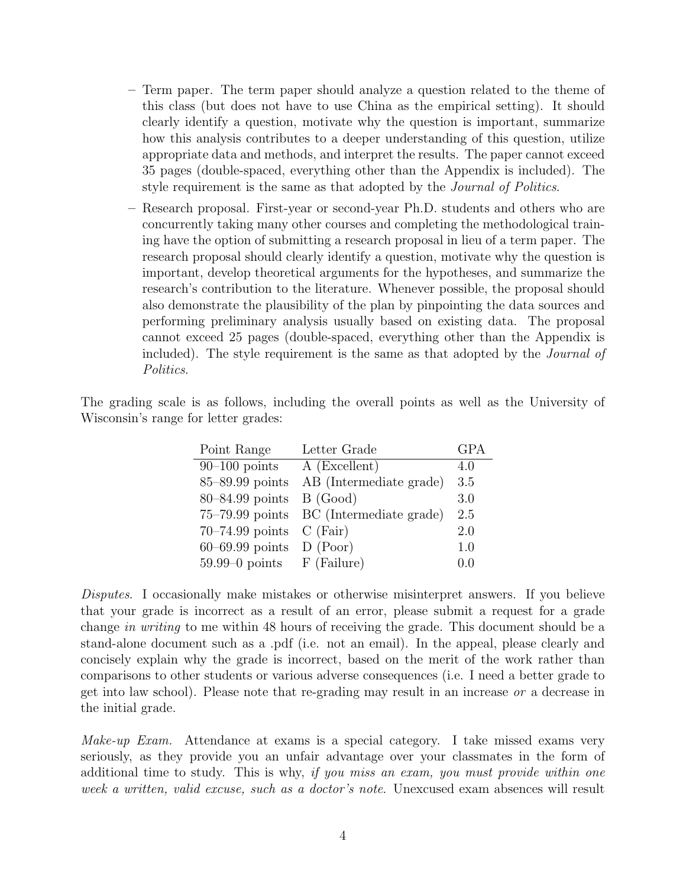- Term paper. The term paper should analyze a question related to the theme of this class (but does not have to use China as the empirical setting). It should clearly identify a question, motivate why the question is important, summarize how this analysis contributes to a deeper understanding of this question, utilize appropriate data and methods, and interpret the results. The paper cannot exceed 35 pages (double-spaced, everything other than the Appendix is included). The style requirement is the same as that adopted by the *Journal of Politics*.
- Research proposal. First-year or second-year Ph.D. students and others who are concurrently taking many other courses and completing the methodological training have the option of submitting a research proposal in lieu of a term paper. The research proposal should clearly identify a question, motivate why the question is important, develop theoretical arguments for the hypotheses, and summarize the research's contribution to the literature. Whenever possible, the proposal should also demonstrate the plausibility of the plan by pinpointing the data sources and performing preliminary analysis usually based on existing data. The proposal cannot exceed 25 pages (double-spaced, everything other than the Appendix is included). The style requirement is the same as that adopted by the *Journal of Politics*.

The grading scale is as follows, including the overall points as well as the University of Wisconsin's range for letter grades:

| Point Range | Letter Grade | GPA |
|---|---|---|
| 90–100 points | A (Excellent) | 4.0 |
| 85–89.99 points | AB (Intermediate grade) | 3.5 |
| 80–84.99 points | B (Good) | 3.0 |
| 75–79.99 points | BC (Intermediate grade) | 2.5 |
| 70–74.99 points | C (Fair) | 2.0 |
| 60–69.99 points | D (Poor) | 1.0 |
| 59.99–0 points | F (Failure) | 0.0 |

*Disputes.* I occasionally make mistakes or otherwise misinterpret answers. If you believe that your grade is incorrect as a result of an error, please submit a request for a grade change *in writing* to me within 48 hours of receiving the grade. This document should be a stand-alone document such as a .pdf (i.e. not an email). In the appeal, please clearly and concisely explain why the grade is incorrect, based on the merit of the work rather than comparisons to other students or various adverse consequences (i.e. I need a better grade to get into law school). Please note that re-grading may result in an increase *or* a decrease in the initial grade.

*Make-up Exam.* Attendance at exams is a special category. I take missed exams very seriously, as they provide you an unfair advantage over your classmates in the form of additional time to study. This is why, *if you miss an exam, you must provide within one week a written, valid excuse, such as a doctor's note*. Unexcused exam absences will result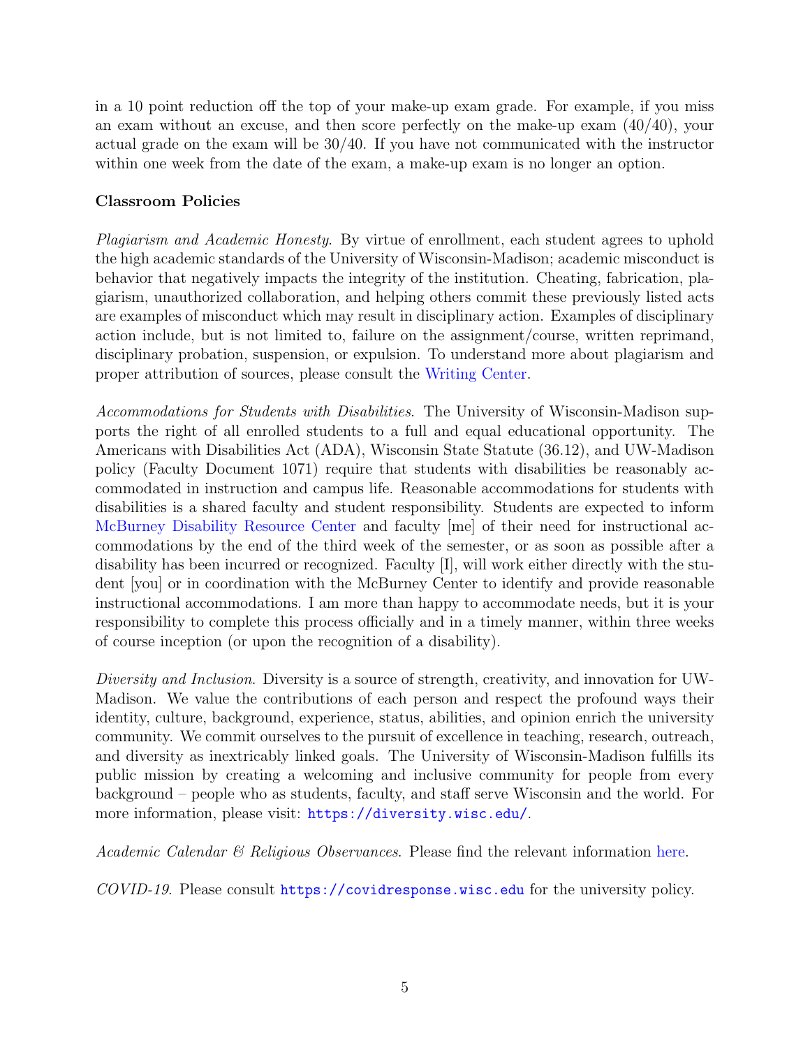in a 10 point reduction off the top of your make-up exam grade. For example, if you miss an exam without an excuse, and then score perfectly on the make-up exam (40/40), your actual grade on the exam will be 30/40. If you have not communicated with the instructor within one week from the date of the exam, a make-up exam is no longer an option.

**Classroom Policies**

*Plagiarism and Academic Honesty*. By virtue of enrollment, each student agrees to uphold the high academic standards of the University of Wisconsin-Madison; academic misconduct is behavior that negatively impacts the integrity of the institution. Cheating, fabrication, plagiarism, unauthorized collaboration, and helping others commit these previously listed acts are examples of misconduct which may result in disciplinary action. Examples of disciplinary action include, but is not limited to, failure on the assignment/course, written reprimand, disciplinary probation, suspension, or expulsion. To understand more about plagiarism and proper attribution of sources, please consult the Writing Center.

*Accommodations for Students with Disabilities*. The University of Wisconsin-Madison supports the right of all enrolled students to a full and equal educational opportunity. The Americans with Disabilities Act (ADA), Wisconsin State Statute (36.12), and UW-Madison policy (Faculty Document 1071) require that students with disabilities be reasonably accommodated in instruction and campus life. Reasonable accommodations for students with disabilities is a shared faculty and student responsibility. Students are expected to inform McBurney Disability Resource Center and faculty [me] of their need for instructional accommodations by the end of the third week of the semester, or as soon as possible after a disability has been incurred or recognized. Faculty [I], will work either directly with the student [you] or in coordination with the McBurney Center to identify and provide reasonable instructional accommodations. I am more than happy to accommodate needs, but it is your responsibility to complete this process officially and in a timely manner, within three weeks of course inception (or upon the recognition of a disability).

*Diversity and Inclusion*. Diversity is a source of strength, creativity, and innovation for UW-Madison. We value the contributions of each person and respect the profound ways their identity, culture, background, experience, status, abilities, and opinion enrich the university community. We commit ourselves to the pursuit of excellence in teaching, research, outreach, and diversity as inextricably linked goals. The University of Wisconsin-Madison fulfills its public mission by creating a welcoming and inclusive community for people from every background – people who as students, faculty, and staff serve Wisconsin and the world. For more information, please visit: `https://diversity.wisc.edu/`.

*Academic Calendar & Religious Observances*. Please find the relevant information here.

*COVID-19*. Please consult `https://covidresponse.wisc.edu` for the university policy.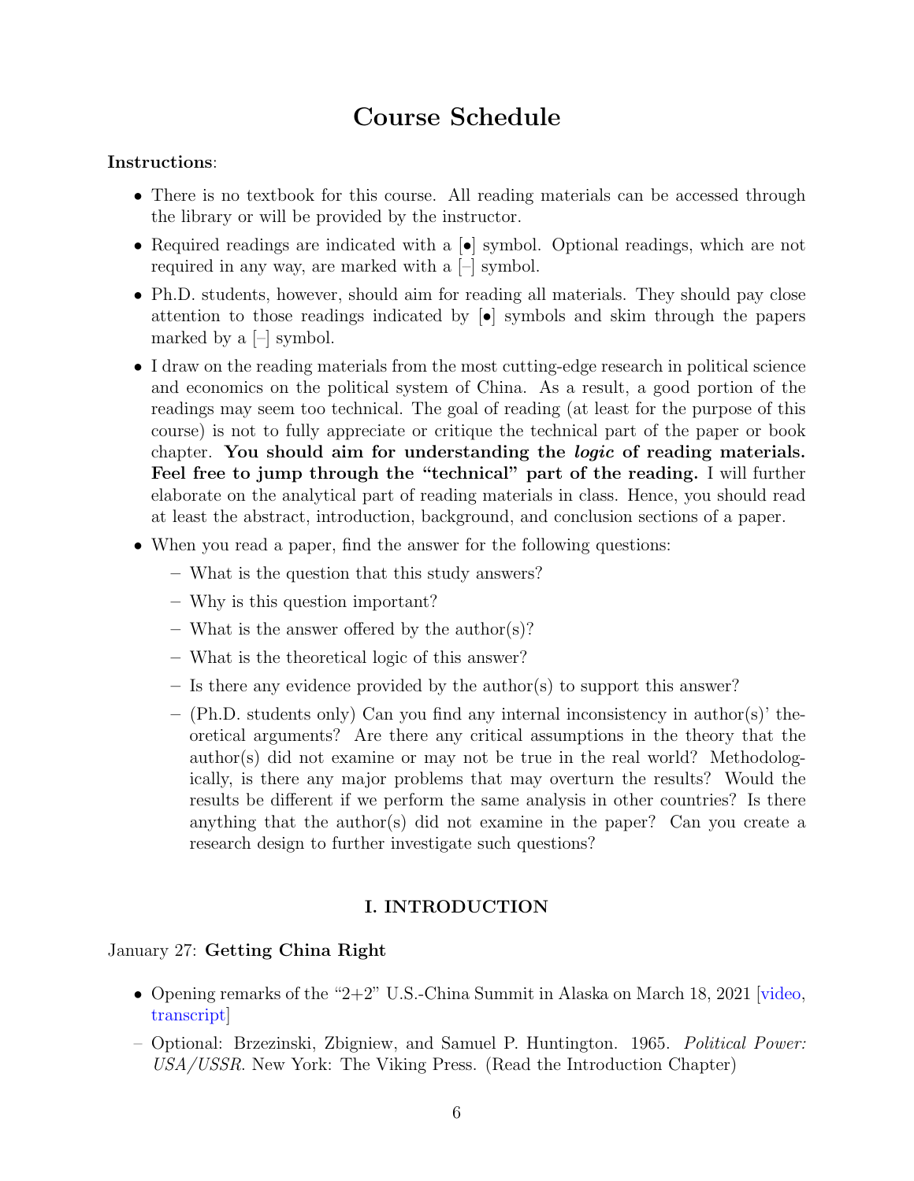# Course Schedule

**Instructions**:

- There is no textbook for this course. All reading materials can be accessed through the library or will be provided by the instructor.
- Required readings are indicated with a [•] symbol. Optional readings, which are not required in any way, are marked with a [–] symbol.
- Ph.D. students, however, should aim for reading all materials. They should pay close attention to those readings indicated by [•] symbols and skim through the papers marked by a [–] symbol.
- I draw on the reading materials from the most cutting-edge research in political science and economics on the political system of China. As a result, a good portion of the readings may seem too technical. The goal of reading (at least for the purpose of this course) is not to fully appreciate or critique the technical part of the paper or book chapter. **You should aim for understanding the *logic* of reading materials. Feel free to jump through the "technical" part of the reading.** I will further elaborate on the analytical part of reading materials in class. Hence, you should read at least the abstract, introduction, background, and conclusion sections of a paper.
- When you read a paper, find the answer for the following questions:
  - What is the question that this study answers?
  - Why is this question important?
  - What is the answer offered by the author(s)?
  - What is the theoretical logic of this answer?
  - Is there any evidence provided by the author(s) to support this answer?
  - (Ph.D. students only) Can you find any internal inconsistency in author(s)' theoretical arguments? Are there any critical assumptions in the theory that the author(s) did not examine or may not be true in the real world? Methodologically, is there any major problems that may overturn the results? Would the results be different if we perform the same analysis in other countries? Is there anything that the author(s) did not examine in the paper? Can you create a research design to further investigate such questions?

## I. INTRODUCTION

January 27: **Getting China Right**

- Opening remarks of the "2+2" U.S.-China Summit in Alaska on March 18, 2021 [video, transcript]

– Optional: Brzezinski, Zbigniew, and Samuel P. Huntington. 1965. *Political Power: USA/USSR*. New York: The Viking Press. (Read the Introduction Chapter)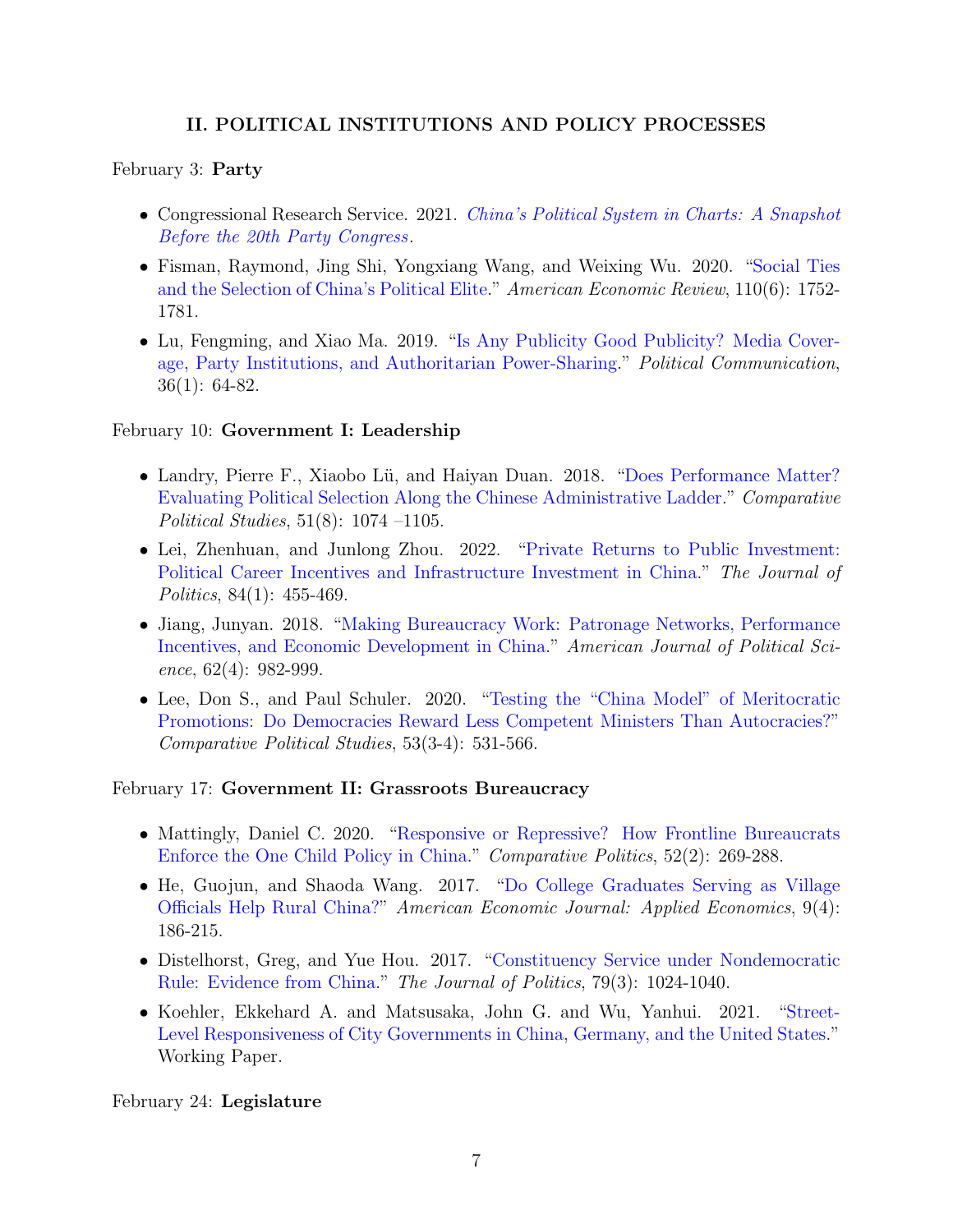## II. POLITICAL INSTITUTIONS AND POLICY PROCESSES

February 3: **Party**

- Congressional Research Service. 2021. *China's Political System in Charts: A Snapshot Before the 20th Party Congress*.
- Fisman, Raymond, Jing Shi, Yongxiang Wang, and Weixing Wu. 2020. "Social Ties and the Selection of China's Political Elite." *American Economic Review*, 110(6): 1752-1781.
- Lu, Fengming, and Xiao Ma. 2019. "Is Any Publicity Good Publicity? Media Coverage, Party Institutions, and Authoritarian Power-Sharing." *Political Communication*, 36(1): 64-82.

February 10: **Government I: Leadership**

- Landry, Pierre F., Xiaobo Lü, and Haiyan Duan. 2018. "Does Performance Matter? Evaluating Political Selection Along the Chinese Administrative Ladder." *Comparative Political Studies*, 51(8): 1074 –1105.
- Lei, Zhenhuan, and Junlong Zhou. 2022. "Private Returns to Public Investment: Political Career Incentives and Infrastructure Investment in China." *The Journal of Politics*, 84(1): 455-469.
- Jiang, Junyan. 2018. "Making Bureaucracy Work: Patronage Networks, Performance Incentives, and Economic Development in China." *American Journal of Political Science*, 62(4): 982-999.
- Lee, Don S., and Paul Schuler. 2020. "Testing the "China Model" of Meritocratic Promotions: Do Democracies Reward Less Competent Ministers Than Autocracies?" *Comparative Political Studies*, 53(3-4): 531-566.

February 17: **Government II: Grassroots Bureaucracy**

- Mattingly, Daniel C. 2020. "Responsive or Repressive? How Frontline Bureaucrats Enforce the One Child Policy in China." *Comparative Politics*, 52(2): 269-288.
- He, Guojun, and Shaoda Wang. 2017. "Do College Graduates Serving as Village Officials Help Rural China?" *American Economic Journal: Applied Economics*, 9(4): 186-215.
- Distelhorst, Greg, and Yue Hou. 2017. "Constituency Service under Nondemocratic Rule: Evidence from China." *The Journal of Politics*, 79(3): 1024-1040.
- Koehler, Ekkehard A. and Matsusaka, John G. and Wu, Yanhui. 2021. "Street-Level Responsiveness of City Governments in China, Germany, and the United States." Working Paper.

February 24: **Legislature**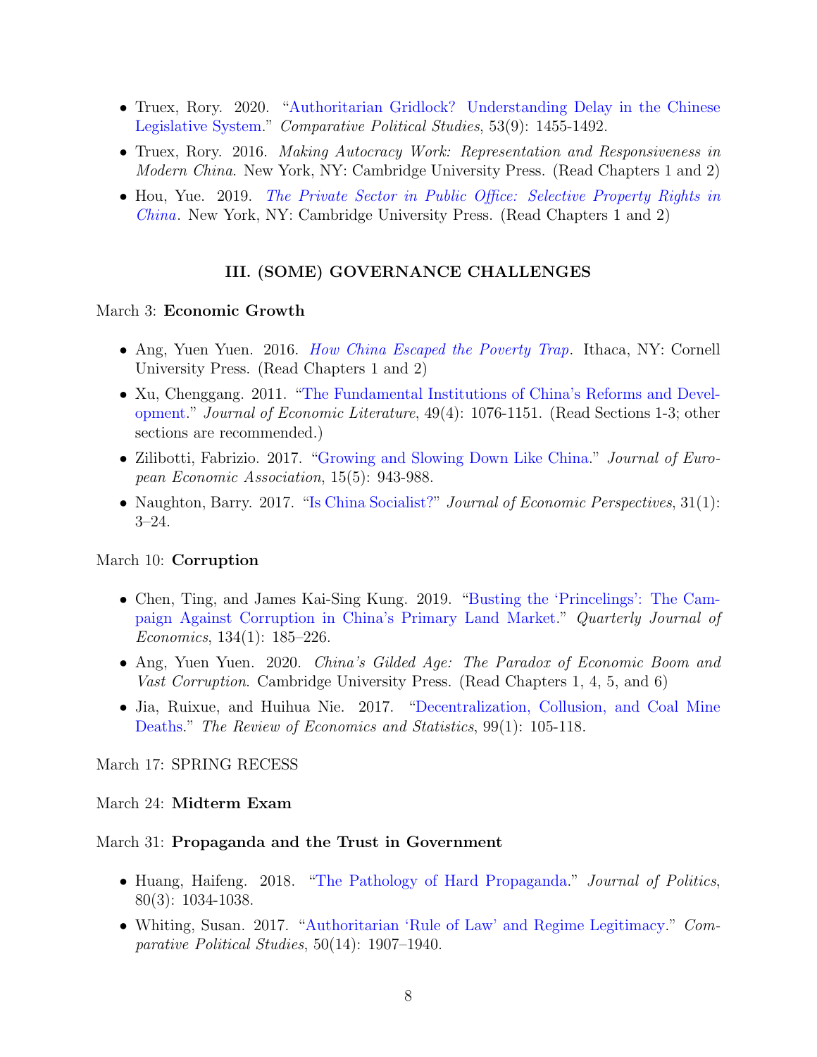- Truex, Rory. 2020. "Authoritarian Gridlock? Understanding Delay in the Chinese Legislative System." *Comparative Political Studies*, 53(9): 1455-1492.
- Truex, Rory. 2016. *Making Autocracy Work: Representation and Responsiveness in Modern China*. New York, NY: Cambridge University Press. (Read Chapters 1 and 2)
- Hou, Yue. 2019. *The Private Sector in Public Office: Selective Property Rights in China*. New York, NY: Cambridge University Press. (Read Chapters 1 and 2)

## III. (SOME) GOVERNANCE CHALLENGES

March 3: **Economic Growth**

- Ang, Yuen Yuen. 2016. *How China Escaped the Poverty Trap*. Ithaca, NY: Cornell University Press. (Read Chapters 1 and 2)
- Xu, Chenggang. 2011. "The Fundamental Institutions of China's Reforms and Development." *Journal of Economic Literature*, 49(4): 1076-1151. (Read Sections 1-3; other sections are recommended.)
- Zilibotti, Fabrizio. 2017. "Growing and Slowing Down Like China." *Journal of European Economic Association*, 15(5): 943-988.
- Naughton, Barry. 2017. "Is China Socialist?" *Journal of Economic Perspectives*, 31(1): 3–24.

March 10: **Corruption**

- Chen, Ting, and James Kai-Sing Kung. 2019. "Busting the 'Princelings': The Campaign Against Corruption in China's Primary Land Market." *Quarterly Journal of Economics*, 134(1): 185–226.
- Ang, Yuen Yuen. 2020. *China's Gilded Age: The Paradox of Economic Boom and Vast Corruption*. Cambridge University Press. (Read Chapters 1, 4, 5, and 6)
- Jia, Ruixue, and Huihua Nie. 2017. "Decentralization, Collusion, and Coal Mine Deaths." *The Review of Economics and Statistics*, 99(1): 105-118.

March 17: SPRING RECESS

March 24: **Midterm Exam**

March 31: **Propaganda and the Trust in Government**

- Huang, Haifeng. 2018. "The Pathology of Hard Propaganda." *Journal of Politics*, 80(3): 1034-1038.
- Whiting, Susan. 2017. "Authoritarian 'Rule of Law' and Regime Legitimacy." *Comparative Political Studies*, 50(14): 1907–1940.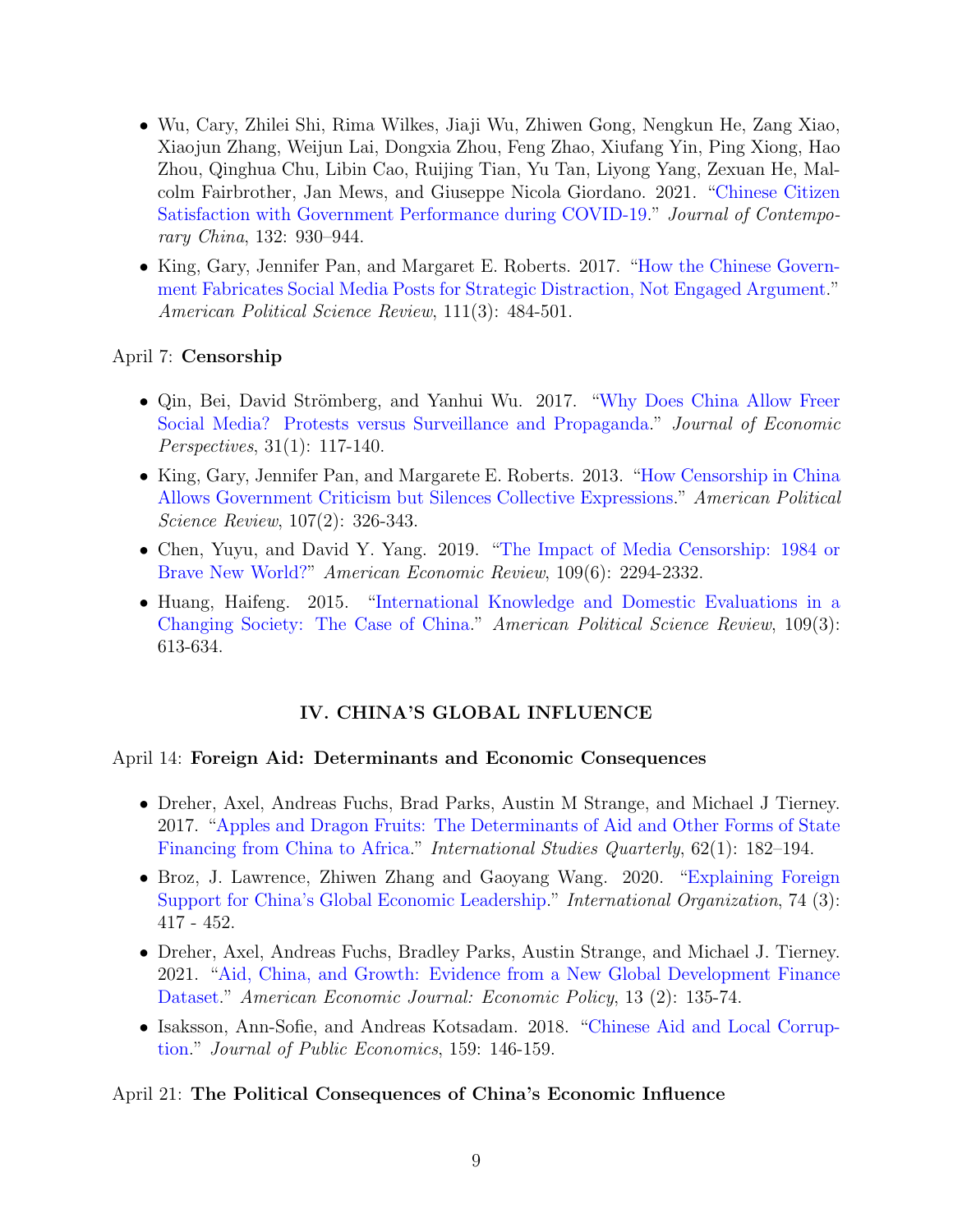- Wu, Cary, Zhilei Shi, Rima Wilkes, Jiaji Wu, Zhiwen Gong, Nengkun He, Zang Xiao, Xiaojun Zhang, Weijun Lai, Dongxia Zhou, Feng Zhao, Xiufang Yin, Ping Xiong, Hao Zhou, Qinghua Chu, Libin Cao, Ruijing Tian, Yu Tan, Liyong Yang, Zexuan He, Malcolm Fairbrother, Jan Mews, and Giuseppe Nicola Giordano. 2021. "Chinese Citizen Satisfaction with Government Performance during COVID-19." *Journal of Contemporary China*, 132: 930–944.
- King, Gary, Jennifer Pan, and Margaret E. Roberts. 2017. "How the Chinese Government Fabricates Social Media Posts for Strategic Distraction, Not Engaged Argument." *American Political Science Review*, 111(3): 484-501.

April 7: **Censorship**

- Qin, Bei, David Strömberg, and Yanhui Wu. 2017. "Why Does China Allow Freer Social Media? Protests versus Surveillance and Propaganda." *Journal of Economic Perspectives*, 31(1): 117-140.
- King, Gary, Jennifer Pan, and Margarete E. Roberts. 2013. "How Censorship in China Allows Government Criticism but Silences Collective Expressions." *American Political Science Review*, 107(2): 326-343.
- Chen, Yuyu, and David Y. Yang. 2019. "The Impact of Media Censorship: 1984 or Brave New World?" *American Economic Review*, 109(6): 2294-2332.
- Huang, Haifeng. 2015. "International Knowledge and Domestic Evaluations in a Changing Society: The Case of China." *American Political Science Review*, 109(3): 613-634.

## IV. CHINA'S GLOBAL INFLUENCE

April 14: **Foreign Aid: Determinants and Economic Consequences**

- Dreher, Axel, Andreas Fuchs, Brad Parks, Austin M Strange, and Michael J Tierney. 2017. "Apples and Dragon Fruits: The Determinants of Aid and Other Forms of State Financing from China to Africa." *International Studies Quarterly*, 62(1): 182–194.
- Broz, J. Lawrence, Zhiwen Zhang and Gaoyang Wang. 2020. "Explaining Foreign Support for China's Global Economic Leadership." *International Organization*, 74 (3): 417 - 452.
- Dreher, Axel, Andreas Fuchs, Bradley Parks, Austin Strange, and Michael J. Tierney. 2021. "Aid, China, and Growth: Evidence from a New Global Development Finance Dataset." *American Economic Journal: Economic Policy*, 13 (2): 135-74.
- Isaksson, Ann-Sofie, and Andreas Kotsadam. 2018. "Chinese Aid and Local Corruption." *Journal of Public Economics*, 159: 146-159.

April 21: **The Political Consequences of China's Economic Influence**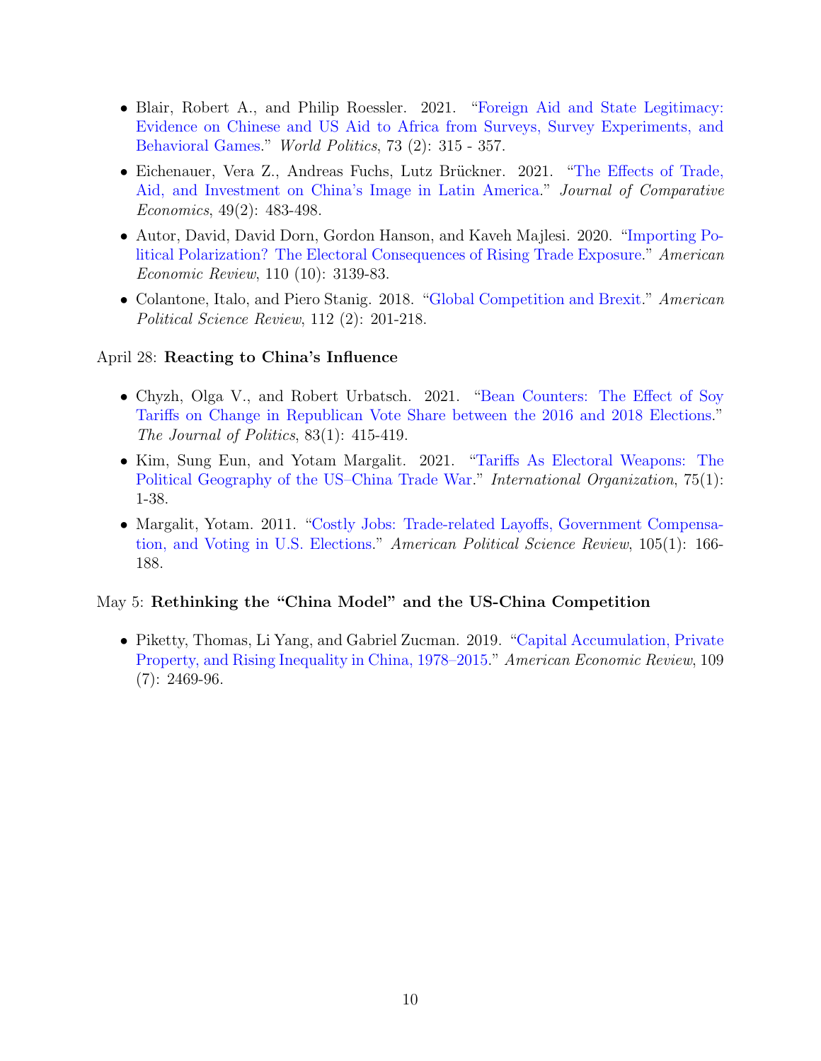- Blair, Robert A., and Philip Roessler. 2021. "Foreign Aid and State Legitimacy: Evidence on Chinese and US Aid to Africa from Surveys, Survey Experiments, and Behavioral Games." *World Politics*, 73 (2): 315 - 357.
- Eichenauer, Vera Z., Andreas Fuchs, Lutz Brückner. 2021. "The Effects of Trade, Aid, and Investment on China's Image in Latin America." *Journal of Comparative Economics*, 49(2): 483-498.
- Autor, David, David Dorn, Gordon Hanson, and Kaveh Majlesi. 2020. "Importing Political Polarization? The Electoral Consequences of Rising Trade Exposure." *American Economic Review*, 110 (10): 3139-83.
- Colantone, Italo, and Piero Stanig. 2018. "Global Competition and Brexit." *American Political Science Review*, 112 (2): 201-218.

April 28: **Reacting to China's Influence**

- Chyzh, Olga V., and Robert Urbatsch. 2021. "Bean Counters: The Effect of Soy Tariffs on Change in Republican Vote Share between the 2016 and 2018 Elections." *The Journal of Politics*, 83(1): 415-419.
- Kim, Sung Eun, and Yotam Margalit. 2021. "Tariffs As Electoral Weapons: The Political Geography of the US–China Trade War." *International Organization*, 75(1): 1-38.
- Margalit, Yotam. 2011. "Costly Jobs: Trade-related Layoffs, Government Compensation, and Voting in U.S. Elections." *American Political Science Review*, 105(1): 166-188.

May 5: **Rethinking the "China Model" and the US-China Competition**

- Piketty, Thomas, Li Yang, and Gabriel Zucman. 2019. "Capital Accumulation, Private Property, and Rising Inequality in China, 1978–2015." *American Economic Review*, 109 (7): 2469-96.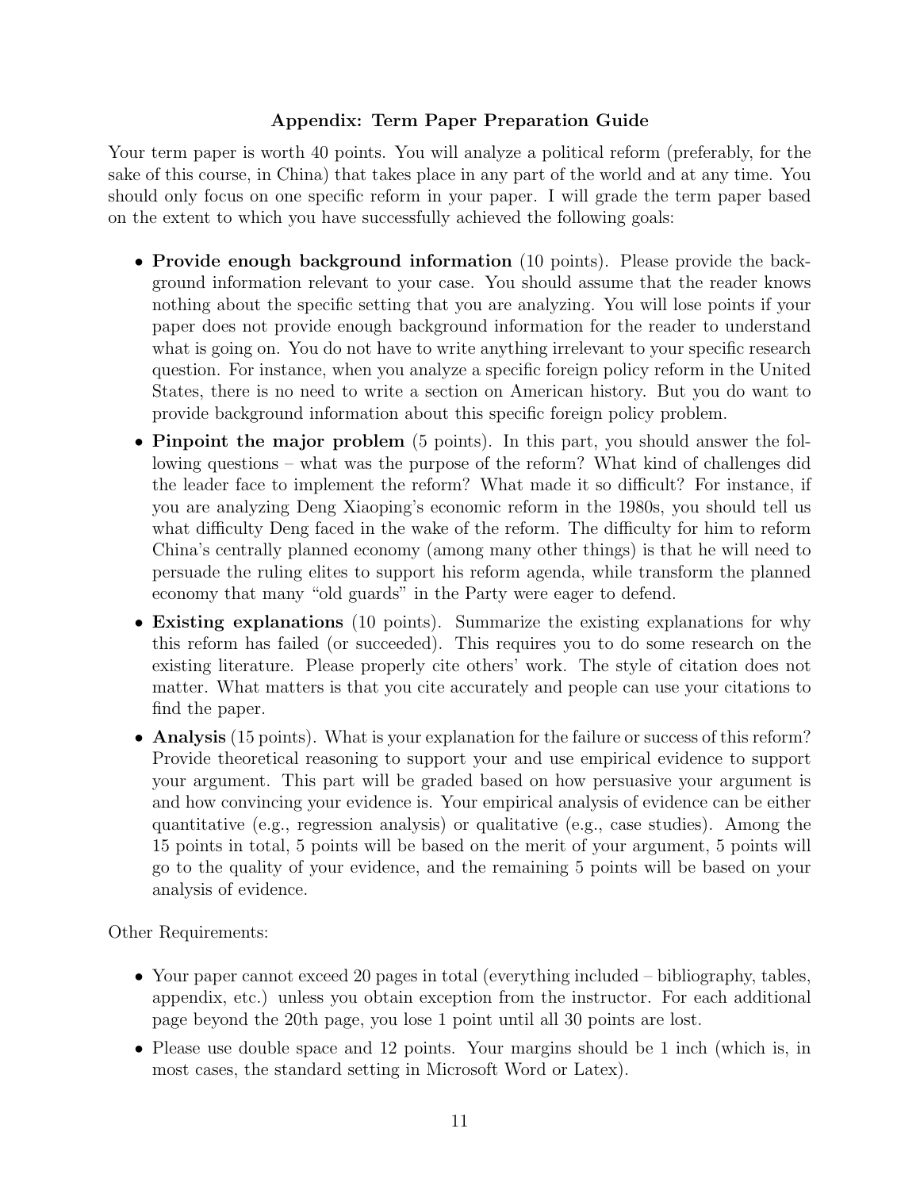## Appendix: Term Paper Preparation Guide

Your term paper is worth 40 points. You will analyze a political reform (preferably, for the sake of this course, in China) that takes place in any part of the world and at any time. You should only focus on one specific reform in your paper. I will grade the term paper based on the extent to which you have successfully achieved the following goals:

- **Provide enough background information** (10 points). Please provide the background information relevant to your case. You should assume that the reader knows nothing about the specific setting that you are analyzing. You will lose points if your paper does not provide enough background information for the reader to understand what is going on. You do not have to write anything irrelevant to your specific research question. For instance, when you analyze a specific foreign policy reform in the United States, there is no need to write a section on American history. But you do want to provide background information about this specific foreign policy problem.
- **Pinpoint the major problem** (5 points). In this part, you should answer the following questions – what was the purpose of the reform? What kind of challenges did the leader face to implement the reform? What made it so difficult? For instance, if you are analyzing Deng Xiaoping's economic reform in the 1980s, you should tell us what difficulty Deng faced in the wake of the reform. The difficulty for him to reform China's centrally planned economy (among many other things) is that he will need to persuade the ruling elites to support his reform agenda, while transform the planned economy that many "old guards" in the Party were eager to defend.
- **Existing explanations** (10 points). Summarize the existing explanations for why this reform has failed (or succeeded). This requires you to do some research on the existing literature. Please properly cite others' work. The style of citation does not matter. What matters is that you cite accurately and people can use your citations to find the paper.
- **Analysis** (15 points). What is your explanation for the failure or success of this reform? Provide theoretical reasoning to support your and use empirical evidence to support your argument. This part will be graded based on how persuasive your argument is and how convincing your evidence is. Your empirical analysis of evidence can be either quantitative (e.g., regression analysis) or qualitative (e.g., case studies). Among the 15 points in total, 5 points will be based on the merit of your argument, 5 points will go to the quality of your evidence, and the remaining 5 points will be based on your analysis of evidence.

Other Requirements:

- Your paper cannot exceed 20 pages in total (everything included – bibliography, tables, appendix, etc.) unless you obtain exception from the instructor. For each additional page beyond the 20th page, you lose 1 point until all 30 points are lost.
- Please use double space and 12 points. Your margins should be 1 inch (which is, in most cases, the standard setting in Microsoft Word or Latex).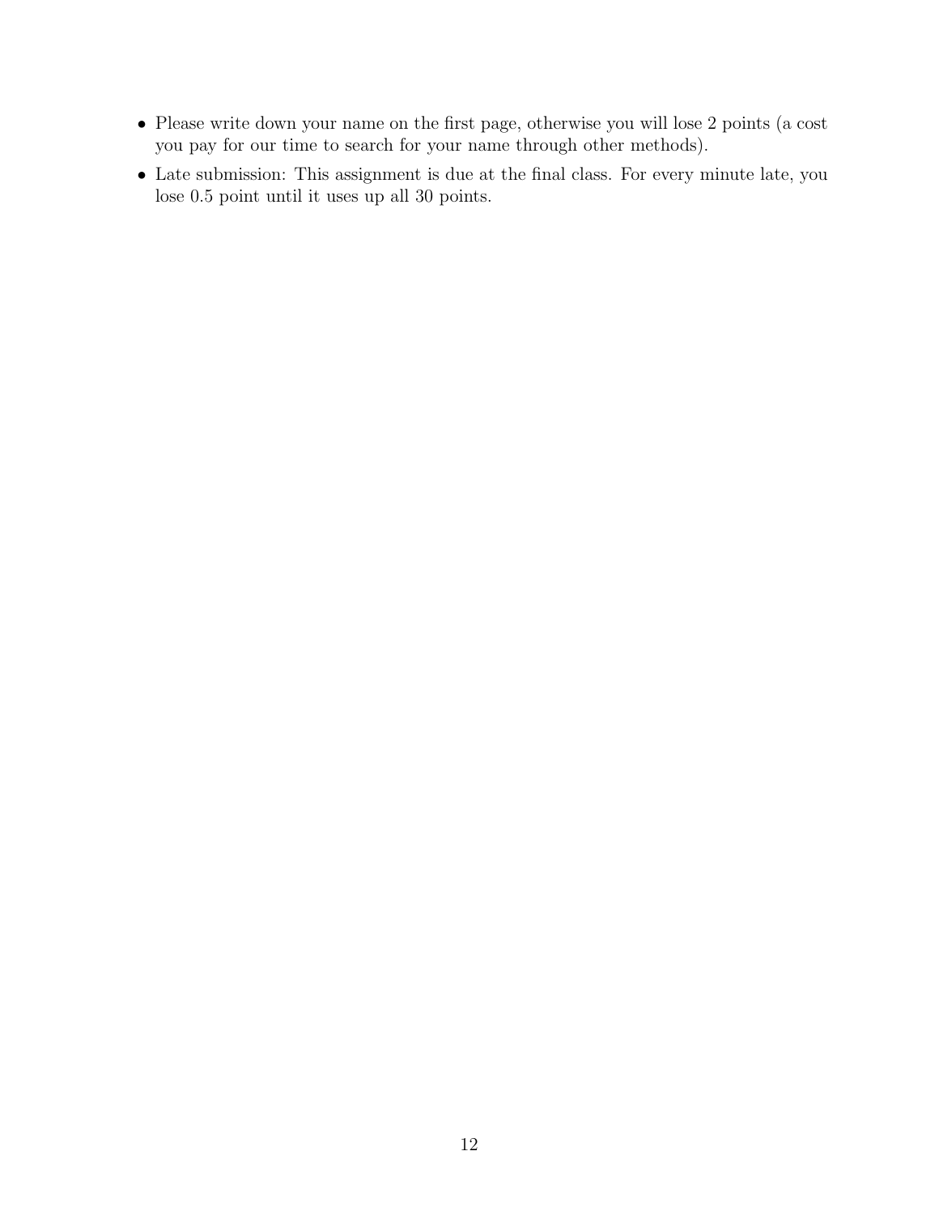- Please write down your name on the first page, otherwise you will lose 2 points (a cost you pay for our time to search for your name through other methods).
- Late submission: This assignment is due at the final class. For every minute late, you lose 0.5 point until it uses up all 30 points.